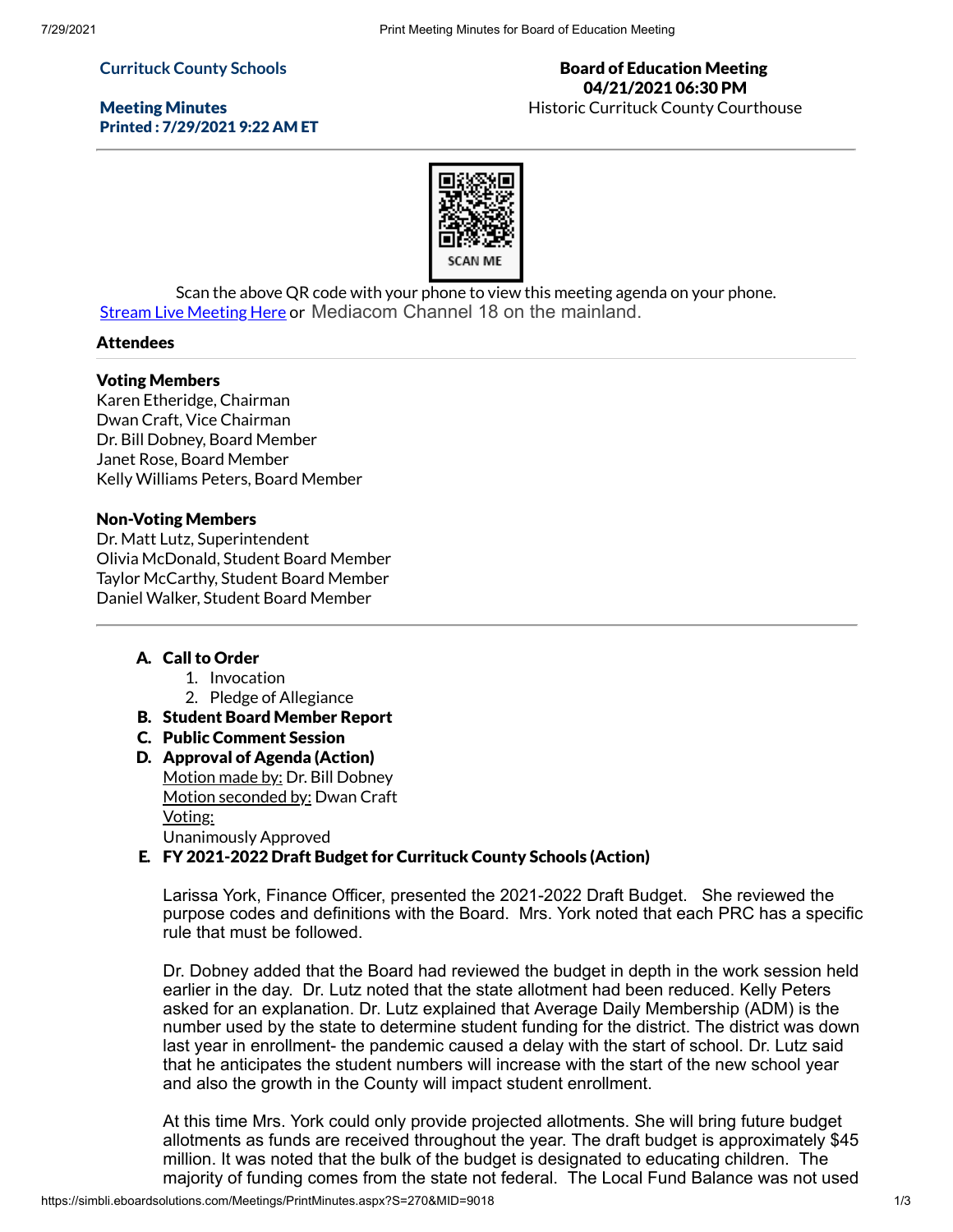Currituck County Schools

Meeting Minutes
Printed : 7/29/2021 9:22 AM ET

**Board of Education Meeting**
**04/21/2021 06:30 PM**
Historic Currituck County Courthouse

SCAN ME

Scan the above QR code with your phone to view this meeting agenda on your phone.
Stream Live Meeting Here or Mediacom Channel 18 on the mainland.

## Attendees

### Voting Members

Karen Etheridge, Chairman
Dwan Craft, Vice Chairman
Dr. Bill Dobney, Board Member
Janet Rose, Board Member
Kelly Williams Peters, Board Member

### Non-Voting Members

Dr. Matt Lutz, Superintendent
Olivia McDonald, Student Board Member
Taylor McCarthy, Student Board Member
Daniel Walker, Student Board Member

---

A. **Call to Order**
   1. Invocation
   2. Pledge of Allegiance
B. **Student Board Member Report**
C. **Public Comment Session**
D. **Approval of Agenda (Action)**
   Motion made by: Dr. Bill Dobney
   Motion seconded by: Dwan Craft
   Voting:
   Unanimously Approved
E. **FY 2021-2022 Draft Budget for Currituck County Schools (Action)**

   Larissa York, Finance Officer, presented the 2021-2022 Draft Budget. She reviewed the purpose codes and definitions with the Board. Mrs. York noted that each PRC has a specific rule that must be followed.

   Dr. Dobney added that the Board had reviewed the budget in depth in the work session held earlier in the day. Dr. Lutz noted that the state allotment had been reduced. Kelly Peters asked for an explanation. Dr. Lutz explained that Average Daily Membership (ADM) is the number used by the state to determine student funding for the district. The district was down last year in enrollment- the pandemic caused a delay with the start of school. Dr. Lutz said that he anticipates the student numbers will increase with the start of the new school year and also the growth in the County will impact student enrollment.

   At this time Mrs. York could only provide projected allotments. She will bring future budget allotments as funds are received throughout the year. The draft budget is approximately $45 million. It was noted that the bulk of the budget is designated to educating children. The majority of funding comes from the state not federal. The Local Fund Balance was not used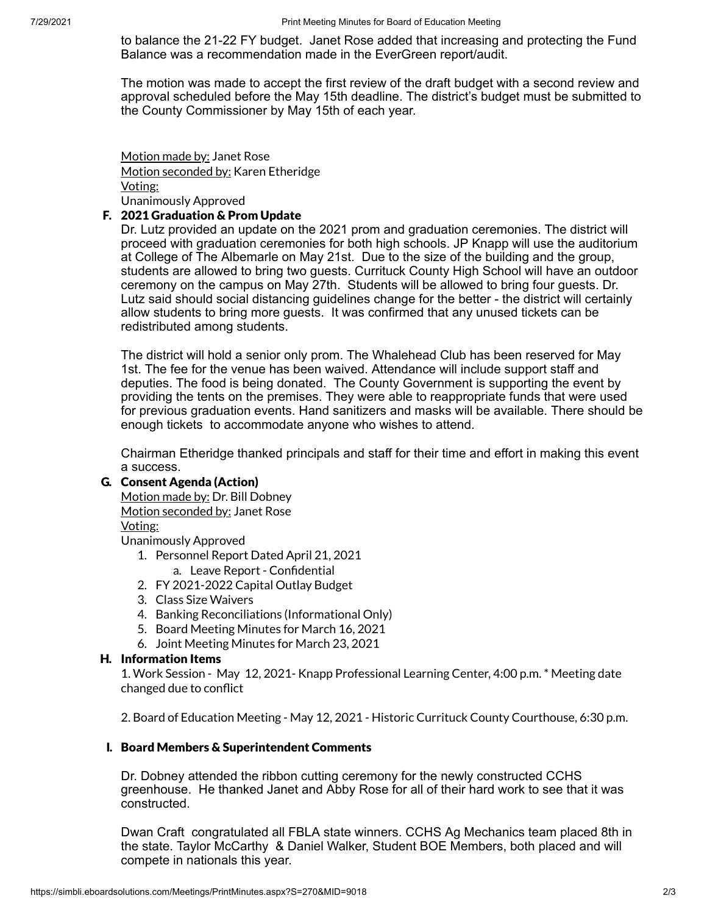to balance the 21-22 FY budget. Janet Rose added that increasing and protecting the Fund Balance was a recommendation made in the EverGreen report/audit.

The motion was made to accept the first review of the draft budget with a second review and approval scheduled before the May 15th deadline. The district's budget must be submitted to the County Commissioner by May 15th of each year.

Motion made by: Janet Rose
Motion seconded by: Karen Etheridge
Voting:
Unanimously Approved

### F. 2021 Graduation & Prom Update

Dr. Lutz provided an update on the 2021 prom and graduation ceremonies. The district will proceed with graduation ceremonies for both high schools. JP Knapp will use the auditorium at College of The Albemarle on May 21st. Due to the size of the building and the group, students are allowed to bring two guests. Currituck County High School will have an outdoor ceremony on the campus on May 27th. Students will be allowed to bring four guests. Dr. Lutz said should social distancing guidelines change for the better - the district will certainly allow students to bring more guests. It was confirmed that any unused tickets can be redistributed among students.

The district will hold a senior only prom. The Whalehead Club has been reserved for May 1st. The fee for the venue has been waived. Attendance will include support staff and deputies. The food is being donated. The County Government is supporting the event by providing the tents on the premises. They were able to reappropriate funds that were used for previous graduation events. Hand sanitizers and masks will be available. There should be enough tickets to accommodate anyone who wishes to attend.

Chairman Etheridge thanked principals and staff for their time and effort in making this event a success.

### G. Consent Agenda (Action)

Motion made by: Dr. Bill Dobney
Motion seconded by: Janet Rose
Voting:
Unanimously Approved

1. Personnel Report Dated April 21, 2021
   a. Leave Report - Confidential
2. FY 2021-2022 Capital Outlay Budget
3. Class Size Waivers
4. Banking Reconciliations (Informational Only)
5. Board Meeting Minutes for March 16, 2021
6. Joint Meeting Minutes for March 23, 2021

### H. Information Items

1. Work Session - May 12, 2021- Knapp Professional Learning Center, 4:00 p.m. * Meeting date changed due to conflict

2. Board of Education Meeting - May 12, 2021 - Historic Currituck County Courthouse, 6:30 p.m.

### I. Board Members & Superintendent Comments

Dr. Dobney attended the ribbon cutting ceremony for the newly constructed CCHS greenhouse. He thanked Janet and Abby Rose for all of their hard work to see that it was constructed.

Dwan Craft congratulated all FBLA state winners. CCHS Ag Mechanics team placed 8th in the state. Taylor McCarthy & Daniel Walker, Student BOE Members, both placed and will compete in nationals this year.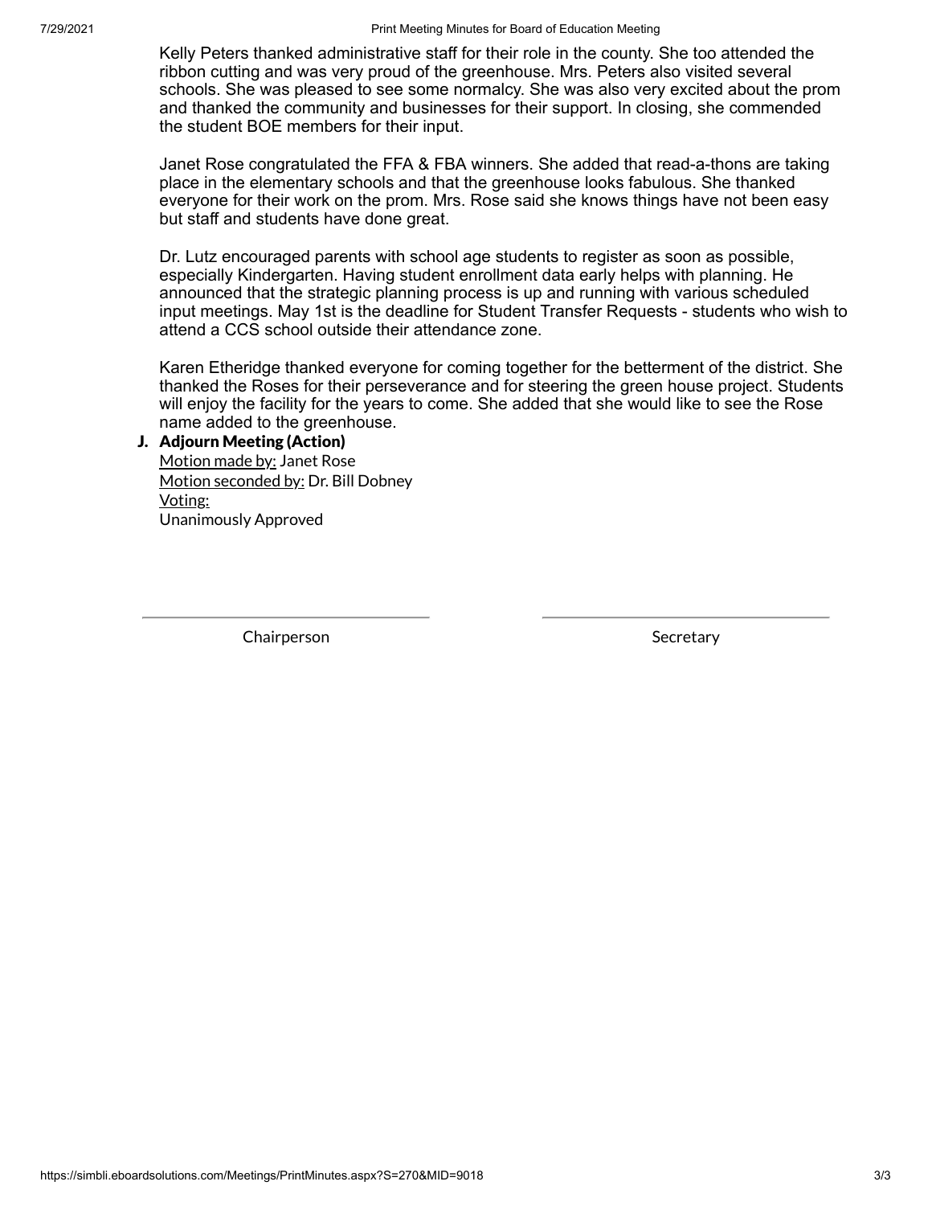Kelly Peters thanked administrative staff for their role in the county. She too attended the ribbon cutting and was very proud of the greenhouse. Mrs. Peters also visited several schools. She was pleased to see some normalcy. She was also very excited about the prom and thanked the community and businesses for their support. In closing, she commended the student BOE members for their input.

Janet Rose congratulated the FFA & FBA winners. She added that read-a-thons are taking place in the elementary schools and that the greenhouse looks fabulous. She thanked everyone for their work on the prom. Mrs. Rose said she knows things have not been easy but staff and students have done great.

Dr. Lutz encouraged parents with school age students to register as soon as possible, especially Kindergarten. Having student enrollment data early helps with planning. He announced that the strategic planning process is up and running with various scheduled input meetings. May 1st is the deadline for Student Transfer Requests - students who wish to attend a CCS school outside their attendance zone.

Karen Etheridge thanked everyone for coming together for the betterment of the district. She thanked the Roses for their perseverance and for steering the green house project. Students will enjoy the facility for the years to come. She added that she would like to see the Rose name added to the greenhouse.

**J. Adjourn Meeting (Action)**

Motion made by: Janet Rose
Motion seconded by: Dr. Bill Dobney
Voting:
Unanimously Approved

Chairperson

Secretary